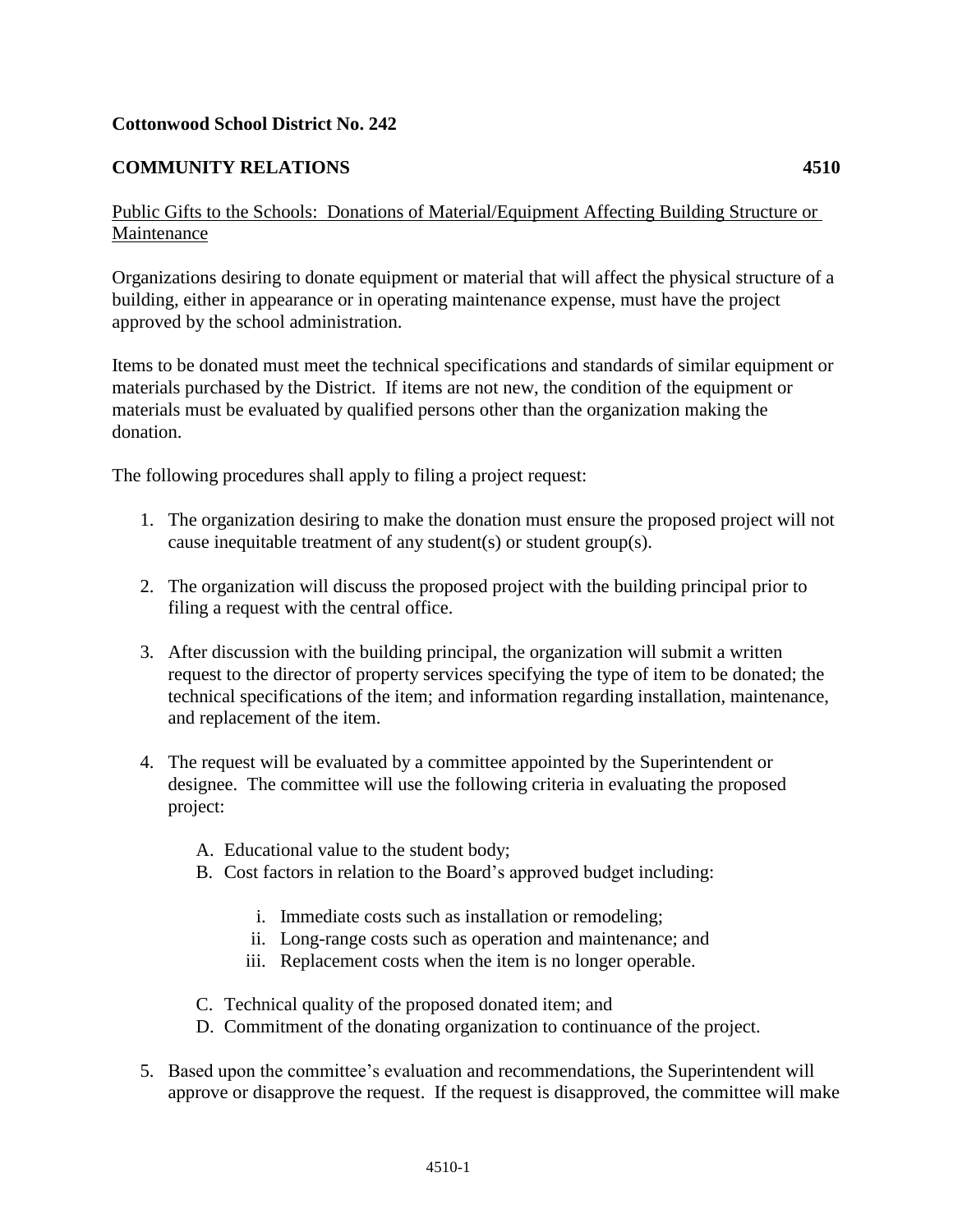**Cottonwood School District No. 242**

**COMMUNITY RELATIONS** **4510**

Public Gifts to the Schools: Donations of Material/Equipment Affecting Building Structure or Maintenance

Organizations desiring to donate equipment or material that will affect the physical structure of a building, either in appearance or in operating maintenance expense, must have the project approved by the school administration.

Items to be donated must meet the technical specifications and standards of similar equipment or materials purchased by the District. If items are not new, the condition of the equipment or materials must be evaluated by qualified persons other than the organization making the donation.

The following procedures shall apply to filing a project request:

1. The organization desiring to make the donation must ensure the proposed project will not cause inequitable treatment of any student(s) or student group(s).

2. The organization will discuss the proposed project with the building principal prior to filing a request with the central office.

3. After discussion with the building principal, the organization will submit a written request to the director of property services specifying the type of item to be donated; the technical specifications of the item; and information regarding installation, maintenance, and replacement of the item.

4. The request will be evaluated by a committee appointed by the Superintendent or designee. The committee will use the following criteria in evaluating the proposed project:

   A. Educational value to the student body;
   B. Cost factors in relation to the Board's approved budget including:

      i. Immediate costs such as installation or remodeling;
      ii. Long-range costs such as operation and maintenance; and
      iii. Replacement costs when the item is no longer operable.

   C. Technical quality of the proposed donated item; and
   D. Commitment of the donating organization to continuance of the project.

5. Based upon the committee's evaluation and recommendations, the Superintendent will approve or disapprove the request. If the request is disapproved, the committee will make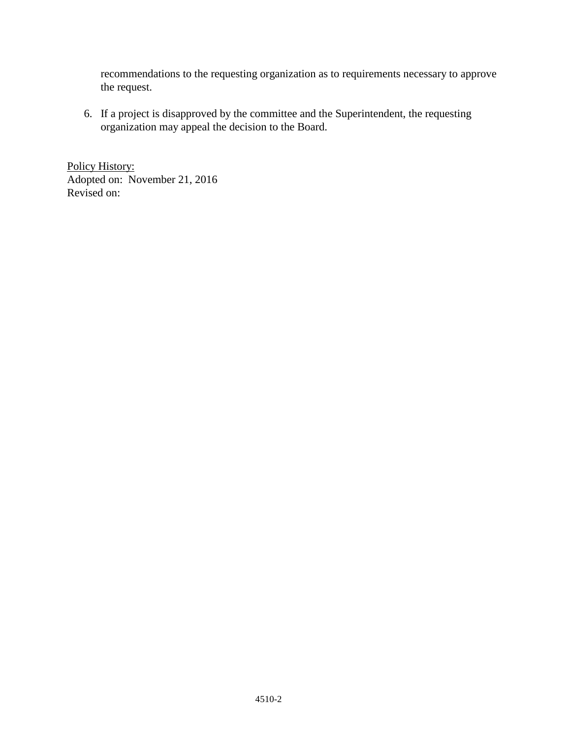recommendations to the requesting organization as to requirements necessary to approve the request.

6. If a project is disapproved by the committee and the Superintendent, the requesting organization may appeal the decision to the Board.

Policy History:
Adopted on: November 21, 2016
Revised on: